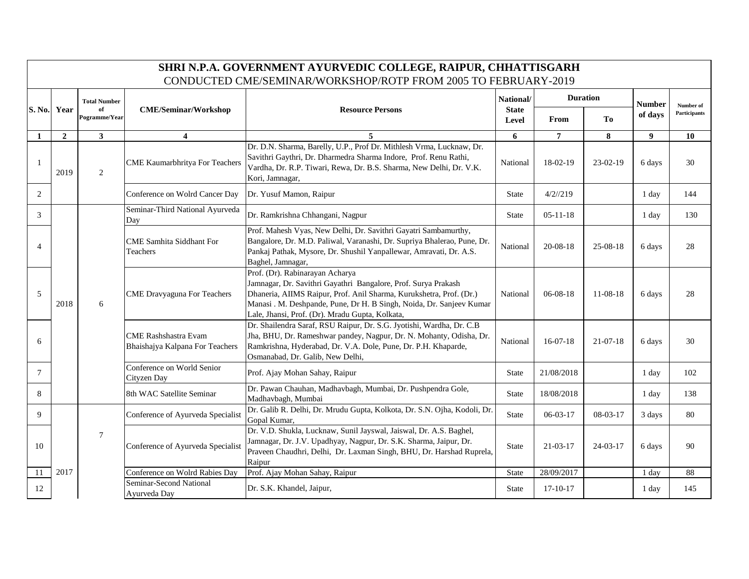# SHRI N.P.A. GOVERNMENT AYURVEDIC COLLEGE, RAIPUR, CHHATTISGARH

## CONDUCTED CME/SEMINAR/WORKSHOP/ROTP FROM 2005 TO FEBRUARY-2019

| S. No. | Year | Total Number of Pogramme/Year | CME/Seminar/Workshop | Resource Persons | National/ State Level | Duration | | Number of days | Number of Participants |
|---|---|---|---|---|---|---|---|---|---|
| | | | | | | From | To | | |
| 1 | 2 | 3 | 4 | 5 | 6 | 7 | 8 | 9 | 10 |
| 1 | 2019 | 2 | CME Kaumarbhritya For Teachers | Dr. D.N. Sharma, Barelly, U.P., Prof Dr. Mithlesh Vrma, Lucknaw, Dr. Savithri Gaythri, Dr. Dharmedra Sharma Indore, Prof. Renu Rathi, Vardha, Dr. R.P. Tiwari, Rewa, Dr. B.S. Sharma, New Delhi, Dr. V.K. Kori, Jamnagar, | National | 18-02-19 | 23-02-19 | 6 days | 30 |
| 2 | | | Conference on Wolrd Cancer Day | Dr. Yusuf Mamon, Raipur | State | 4/2//219 | | 1 day | 144 |
| 3 | 2018 | 6 | Seminar-Third National Ayurveda Day | Dr. Ramkrishna Chhangani, Nagpur | State | 05-11-18 | | 1 day | 130 |
| 4 | | | CME Samhita Siddhant For Teachers | Prof. Mahesh Vyas, New Delhi, Dr. Savithri Gayatri Sambamurthy, Bangalore, Dr. M.D. Paliwal, Varanashi, Dr. Supriya Bhalerao, Pune, Dr. Pankaj Pathak, Mysore, Dr. Shushil Yanpallewar, Amravati, Dr. A.S. Baghel, Jamnagar, | National | 20-08-18 | 25-08-18 | 6 days | 28 |
| 5 | | | CME Dravyaguna For Teachers | Prof. (Dr). Rabinarayan Acharya Jamnagar, Dr. Savithri Gayathri Bangalore, Prof. Surya Prakash Dhaneria, AIIMS Raipur, Prof. Anil Sharma, Kurukshetra, Prof. (Dr.) Manasi . M. Deshpande, Pune, Dr H. B Singh, Noida, Dr. Sanjeev Kumar Lale, Jhansi, Prof. (Dr). Mradu Gupta, Kolkata, | National | 06-08-18 | 11-08-18 | 6 days | 28 |
| 6 | | | CME Rashshastra Evam Bhaishajya Kalpana For Teachers | Dr. Shailendra Saraf, RSU Raipur, Dr. S.G. Jyotishi, Wardha, Dr. C.B Jha, BHU, Dr. Rameshwar pandey, Nagpur, Dr. N. Mohanty, Odisha, Dr. Ramkrishna, Hyderabad, Dr. V.A. Dole, Pune, Dr. P.H. Khaparde, Osmanabad, Dr. Galib, New Delhi, | National | 16-07-18 | 21-07-18 | 6 days | 30 |
| 7 | | | Conference on World Senior Cityzen Day | Prof. Ajay Mohan Sahay, Raipur | State | 21/08/2018 | | 1 day | 102 |
| 8 | | | 8th WAC Satellite Seminar | Dr. Pawan Chauhan, Madhavbagh, Mumbai, Dr. Pushpendra Gole, Madhavbagh, Mumbai | State | 18/08/2018 | | 1 day | 138 |
| 9 | 2017 | 7 | Conference of Ayurveda Specialist | Dr. Galib R. Delhi, Dr. Mrudu Gupta, Kolkota, Dr. S.N. Ojha, Kodoli, Dr. Gopal Kumar, | State | 06-03-17 | 08-03-17 | 3 days | 80 |
| 10 | | | Conference of Ayurveda Specialist | Dr. V.D. Shukla, Lucknaw, Sunil Jayswal, Jaiswal, Dr. A.S. Baghel, Jamnagar, Dr. J.V. Upadhyay, Nagpur, Dr. S.K. Sharma, Jaipur, Dr. Praveen Chaudhri, Delhi, Dr. Laxman Singh, BHU, Dr. Harshad Ruprela, Raipur | State | 21-03-17 | 24-03-17 | 6 days | 90 |
| 11 | | | Conference on Wolrd Rabies Day | Prof. Ajay Mohan Sahay, Raipur | State | 28/09/2017 | | 1 day | 88 |
| 12 | | | Seminar-Second National Ayurveda Day | Dr. S.K. Khandel, Jaipur, | State | 17-10-17 | | 1 day | 145 |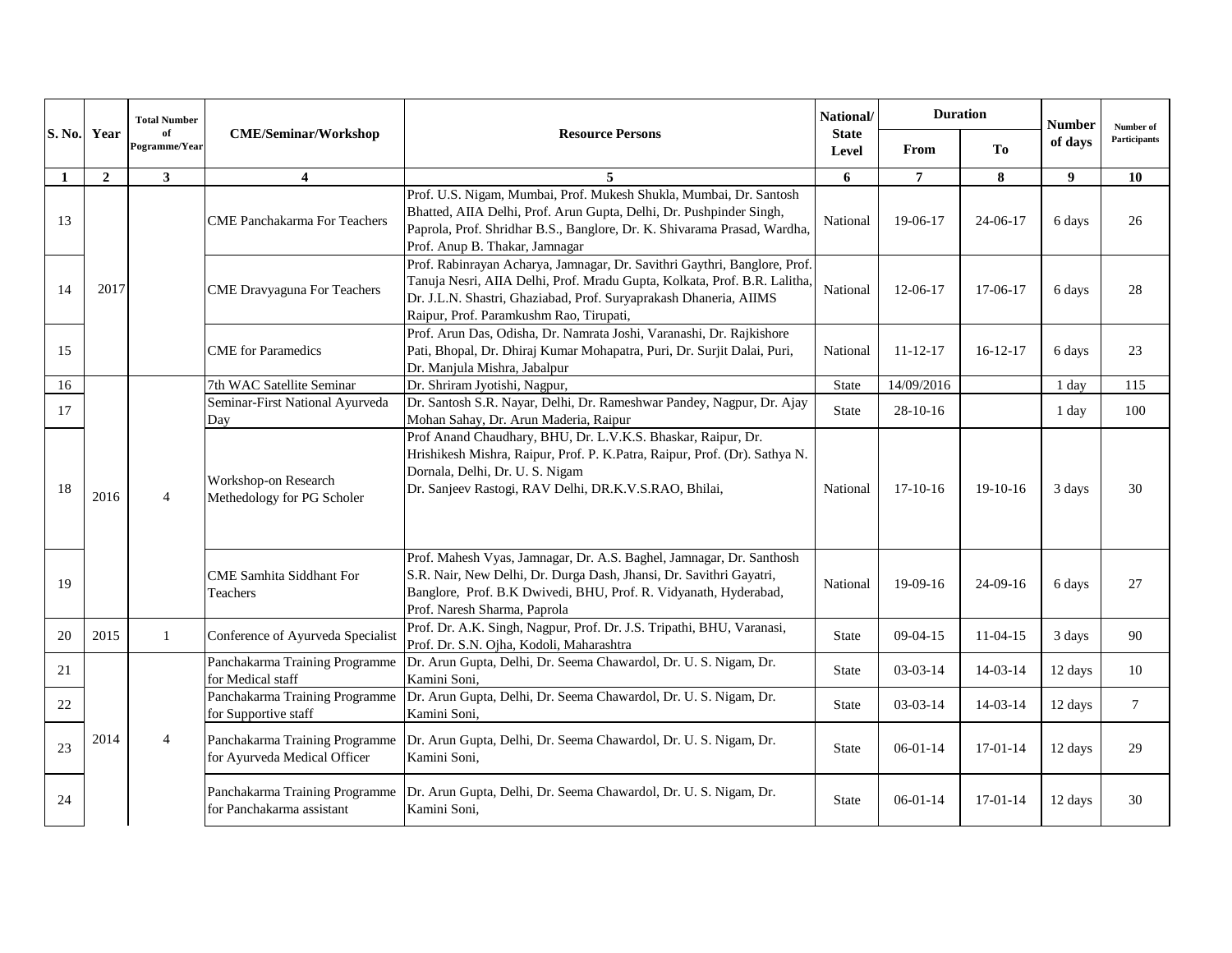| S. No. | Year | Total Number of Pogramme/Year | CME/Seminar/Workshop | Resource Persons | National/ State Level | Duration | | Number of days | Number of Participants |
|---|---|---|---|---|---|---|---|---|---|
| | | | | | | From | To | | |
| 1 | 2 | 3 | 4 | 5 | 6 | 7 | 8 | 9 | 10 |
| 13 | 2017 | | CME Panchakarma For Teachers | Prof. U.S. Nigam, Mumbai, Prof. Mukesh Shukla, Mumbai, Dr. Santosh Bhatted, AIIA Delhi, Prof. Arun Gupta, Delhi, Dr. Pushpinder Singh, Paprola, Prof. Shridhar B.S., Banglore, Dr. K. Shivarama Prasad, Wardha, Prof. Anup B. Thakar, Jamnagar | National | 19-06-17 | 24-06-17 | 6 days | 26 |
| 14 | | | CME Dravyaguna For Teachers | Prof. Rabinrayan Acharya, Jamnagar, Dr. Savithri Gaythri, Banglore, Prof. Tanuja Nesri, AIIA Delhi, Prof. Mradu Gupta, Kolkata, Prof. B.R. Lalitha, Dr. J.L.N. Shastri, Ghaziabad, Prof. Suryaprakash Dhaneria, AIIMS Raipur, Prof. Paramkushm Rao, Tirupati, | National | 12-06-17 | 17-06-17 | 6 days | 28 |
| 15 | | | CME for Paramedics | Prof. Arun Das, Odisha, Dr. Namrata Joshi, Varanasi, Dr. Rajkishore Pati, Bhopal, Dr. Dhiraj Kumar Mohapatra, Puri, Dr. Surjit Dalai, Puri, Dr. Manjula Mishra, Jabalpur | National | 11-12-17 | 16-12-17 | 6 days | 23 |
| 16 | 2016 | 4 | 7th WAC Satellite Seminar | Dr. Shriram Jyotishi, Nagpur, | State | 14/09/2016 | | 1 day | 115 |
| 17 | | | Seminar-First National Ayurveda Day | Dr. Santosh S.R. Nayar, Delhi, Dr. Rameshwar Pandey, Nagpur, Dr. Ajay Mohan Sahay, Dr. Arun Maderia, Raipur | State | 28-10-16 | | 1 day | 100 |
| 18 | | | Workshop-on Research Methedology for PG Scholer | Prof Anand Chaudhary, BHU, Dr. L.V.K.S. Bhaskar, Raipur, Dr. Hrishikesh Mishra, Raipur, Prof. P. K.Patra, Raipur, Prof. (Dr). Sathya N. Dornala, Delhi, Dr. U. S. Nigam<br>Dr. Sanjeev Rastogi, RAV Delhi, DR.K.V.S.RAO, Bhilai, | National | 17-10-16 | 19-10-16 | 3 days | 30 |
| 19 | | | CME Samhita Siddhant For Teachers | Prof. Mahesh Vyas, Jamnagar, Dr. A.S. Baghel, Jamnagar, Dr. Santhosh S.R. Nair, New Delhi, Dr. Durga Dash, Jhansi, Dr. Savithri Gayatri, Banglore, Prof. B.K Dwivedi, BHU, Prof. R. Vidyanath, Hyderabad, Prof. Naresh Sharma, Paprola | National | 19-09-16 | 24-09-16 | 6 days | 27 |
| 20 | 2015 | 1 | Conference of Ayurveda Specialist | Prof. Dr. A.K. Singh, Nagpur, Prof. Dr. J.S. Tripathi, BHU, Varanasi, Prof. Dr. S.N. Ojha, Kodoli, Maharashtra | State | 09-04-15 | 11-04-15 | 3 days | 90 |
| 21 | 2014 | 4 | Panchakarma Training Programme for Medical staff | Dr. Arun Gupta, Delhi, Dr. Seema Chawardol, Dr. U. S. Nigam, Dr. Kamini Soni, | State | 03-03-14 | 14-03-14 | 12 days | 10 |
| 22 | | | Panchakarma Training Programme for Supportive staff | Dr. Arun Gupta, Delhi, Dr. Seema Chawardol, Dr. U. S. Nigam, Dr. Kamini Soni, | State | 03-03-14 | 14-03-14 | 12 days | 7 |
| 23 | | | Panchakarma Training Programme for Ayurveda Medical Officer | Dr. Arun Gupta, Delhi, Dr. Seema Chawardol, Dr. U. S. Nigam, Dr. Kamini Soni, | State | 06-01-14 | 17-01-14 | 12 days | 29 |
| 24 | | | Panchakarma Training Programme for Panchakarma assistant | Dr. Arun Gupta, Delhi, Dr. Seema Chawardol, Dr. U. S. Nigam, Dr. Kamini Soni, | State | 06-01-14 | 17-01-14 | 12 days | 30 |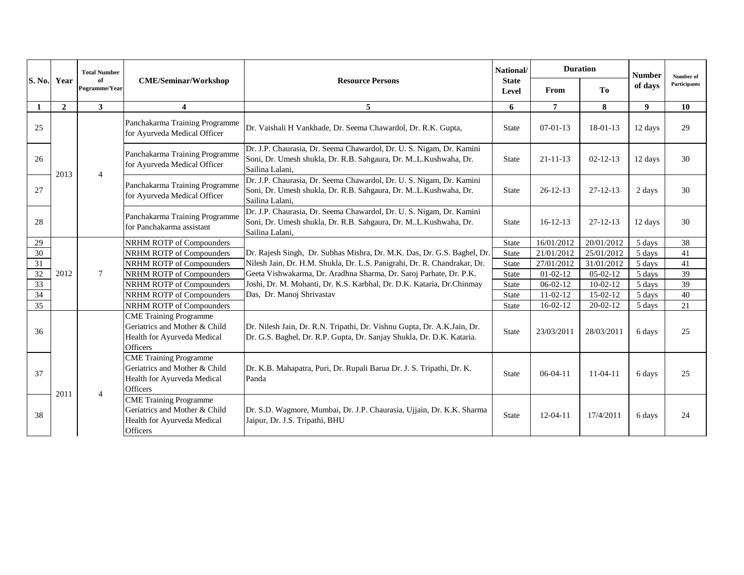| S. No. | Year | Total Number of Pogramme/Year | CME/Seminar/Workshop | Resource Persons | National/ State Level | Duration | | Number of days | Number of Participants |
|---|---|---|---|---|---|---|---|---|---|
| | | | | | | From | To | | |
| 1 | 2 | 3 | 4 | 5 | 6 | 7 | 8 | 9 | 10 |
| 25 | 2013 | 4 | Panchakarma Training Programme for Ayurveda Medical Officer | Dr. Vaishali H Vankhade, Dr. Seema Chawardol, Dr. R.K. Gupta, | State | 07-01-13 | 18-01-13 | 12 days | 29 |
| 26 | | | Panchakarma Training Programme for Ayurveda Medical Officer | Dr. J.P. Chaurasia, Dr. Seema Chawardol, Dr. U. S. Nigam, Dr. Kamini Soni, Dr. Umesh shukla, Dr. R.B. Sahgaura, Dr. M..L.Kushwaha, Dr. Sailina Lalani, | State | 21-11-13 | 02-12-13 | 12 days | 30 |
| 27 | | | Panchakarma Training Programme for Ayurveda Medical Officer | Dr. J.P. Chaurasia, Dr. Seema Chawardol, Dr. U. S. Nigam, Dr. Kamini Soni, Dr. Umesh shukla, Dr. R.B. Sahgaura, Dr. M..L.Kushwaha, Dr. Sailina Lalani, | State | 26-12-13 | 27-12-13 | 2 days | 30 |
| 28 | | | Panchakarma Training Programme for Panchakarma assistant | Dr. J.P. Chaurasia, Dr. Seema Chawardol, Dr. U. S. Nigam, Dr. Kamini Soni, Dr. Umesh shukla, Dr. R.B. Sahgaura, Dr. M..L.Kushwaha, Dr. Sailina Lalani, | State | 16-12-13 | 27-12-13 | 12 days | 30 |
| 29 | 2012 | 7 | NRHM ROTP of Compounders | Dr. Rajesh Singh, Dr. Subhas Mishra, Dr. M.K. Das, Dr. G.S. Baghel, Dr. Nilesh Jain, Dr. H.M. Shukla, Dr. L.S. Panigrahi, Dr. R. Chandrakar, Dr. Geeta Vishwakarma, Dr. Aradhna Sharma, Dr. Saroj Parhate, Dr. P.K. Joshi, Dr. M. Mohanti, Dr. K.S. Karbhal, Dr. D.K. Kataria, Dr.Chinmay Das, Dr. Manoj Shrivastav | State | 16/01/2012 | 20/01/2012 | 5 days | 38 |
| 30 | | | NRHM ROTP of Compounders | | State | 21/01/2012 | 25/01/2012 | 5 days | 41 |
| 31 | | | NRHM ROTP of Compounders | | State | 27/01/2012 | 31/01/2012 | 5 days | 41 |
| 32 | | | NRHM ROTP of Compounders | | State | 01-02-12 | 05-02-12 | 5 days | 39 |
| 33 | | | NRHM ROTP of Compounders | | State | 06-02-12 | 10-02-12 | 5 days | 39 |
| 34 | | | NRHM ROTP of Compounders | | State | 11-02-12 | 15-02-12 | 5 days | 40 |
| 35 | | | NRHM ROTP of Compounders | | State | 16-02-12 | 20-02-12 | 5 days | 21 |
| 36 | 2011 | 4 | CME Training Programme Geriatrics and Mother & Child Health for Ayurveda Medical Officers | Dr. Nilesh Jain, Dr. R.N. Tripathi, Dr. Vishnu Gupta, Dr. A.K.Jain, Dr. Dr. G.S. Baghel, Dr. R.P. Gupta, Dr. Sanjay Shukla, Dr. D.K. Kataria. | State | 23/03/2011 | 28/03/2011 | 6 days | 25 |
| 37 | | | CME Training Programme Geriatrics and Mother & Child Health for Ayurveda Medical Officers | Dr. K.B. Mahapatra, Puri, Dr. Rupali Barua Dr. J. S. Tripathi, Dr. K. Panda | State | 06-04-11 | 11-04-11 | 6 days | 25 |
| 38 | | | CME Training Programme Geriatrics and Mother & Child Health for Ayurveda Medical Officers | Dr. S.D. Wagmore, Mumbai, Dr. J.P. Chaurasia, Ujjain, Dr. K.K. Sharma Jaipur, Dr. J.S. Tripathi, BHU | State | 12-04-11 | 17/4/2011 | 6 days | 24 |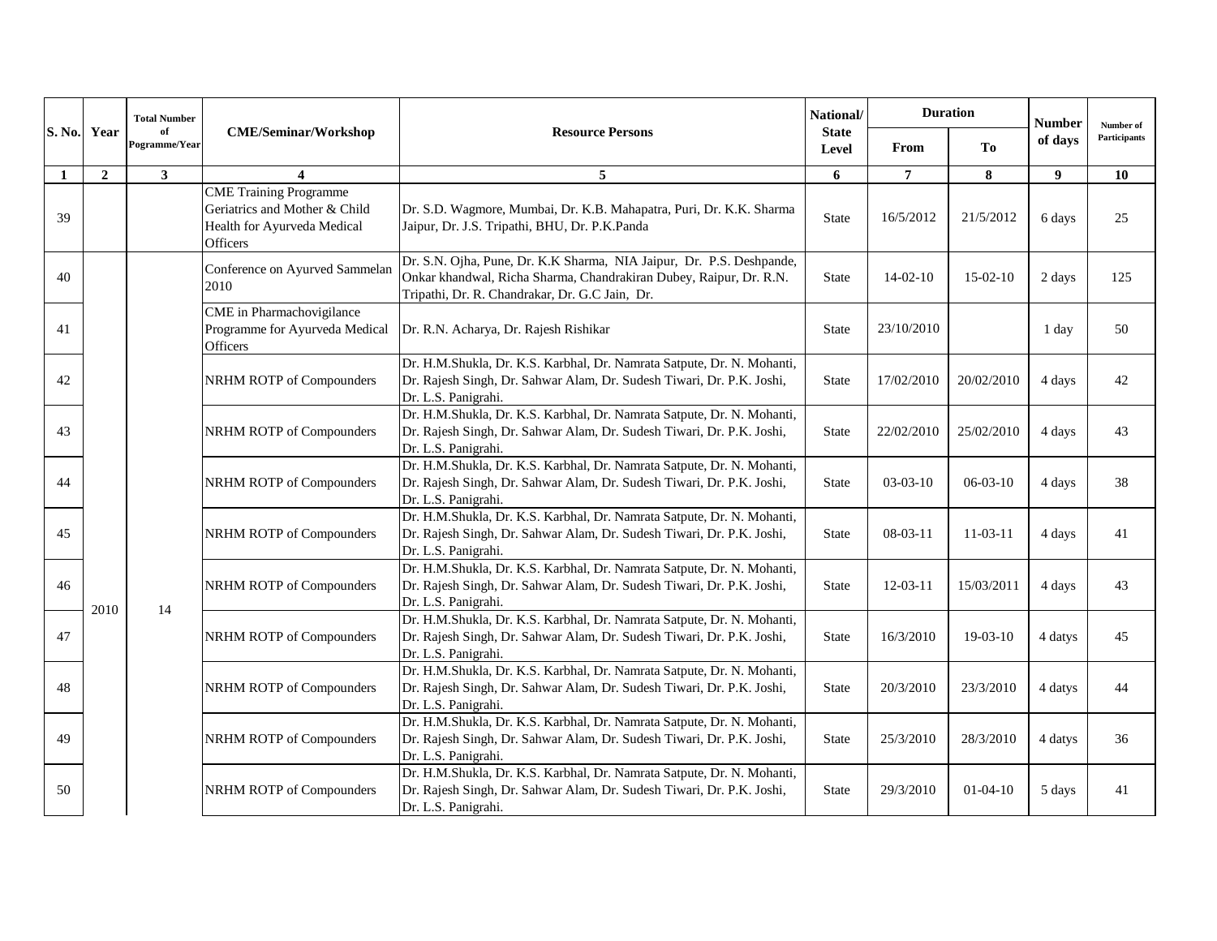| S. No. | Year | Total Number of Pogramme/Year | CME/Seminar/Workshop | Resource Persons | National/ State Level | Duration | | Number of days | Number of Participants |
|---|---|---|---|---|---|---|---|---|---|
| | | | | | | From | To | | |
| 1 | 2 | 3 | 4 | 5 | 6 | 7 | 8 | 9 | 10 |
| 39 | | | CME Training Programme Geriatrics and Mother & Child Health for Ayurveda Medical Officers | Dr. S.D. Wagmore, Mumbai, Dr. K.B. Mahapatra, Puri, Dr. K.K. Sharma Jaipur, Dr. J.S. Tripathi, BHU, Dr. P.K.Panda | State | 16/5/2012 | 21/5/2012 | 6 days | 25 |
| 40 | 2010 | 14 | Conference on Ayurved Sammelan 2010 | Dr. S.N. Ojha, Pune, Dr. K.K Sharma, NIA Jaipur, Dr. P.S. Deshpande, Onkar khandwal, Richa Sharma, Chandrakiran Dubey, Raipur, Dr. R.N. Tripathi, Dr. R. Chandrakar, Dr. G.C Jain, Dr. | State | 14-02-10 | 15-02-10 | 2 days | 125 |
| 41 | | | CME in Pharmachovigilance Programme for Ayurveda Medical Officers | Dr. R.N. Acharya, Dr. Rajesh Rishikar | State | 23/10/2010 | | 1 day | 50 |
| 42 | | | NRHM ROTP of Compounders | Dr. H.M.Shukla, Dr. K.S. Karbhal, Dr. Namrata Satpute, Dr. N. Mohanti, Dr. Rajesh Singh, Dr. Sahwar Alam, Dr. Sudesh Tiwari, Dr. P.K. Joshi, Dr. L.S. Panigrahi. | State | 17/02/2010 | 20/02/2010 | 4 days | 42 |
| 43 | | | NRHM ROTP of Compounders | Dr. H.M.Shukla, Dr. K.S. Karbhal, Dr. Namrata Satpute, Dr. N. Mohanti, Dr. Rajesh Singh, Dr. Sahwar Alam, Dr. Sudesh Tiwari, Dr. P.K. Joshi, Dr. L.S. Panigrahi. | State | 22/02/2010 | 25/02/2010 | 4 days | 43 |
| 44 | | | NRHM ROTP of Compounders | Dr. H.M.Shukla, Dr. K.S. Karbhal, Dr. Namrata Satpute, Dr. N. Mohanti, Dr. Rajesh Singh, Dr. Sahwar Alam, Dr. Sudesh Tiwari, Dr. P.K. Joshi, Dr. L.S. Panigrahi. | State | 03-03-10 | 06-03-10 | 4 days | 38 |
| 45 | | | NRHM ROTP of Compounders | Dr. H.M.Shukla, Dr. K.S. Karbhal, Dr. Namrata Satpute, Dr. N. Mohanti, Dr. Rajesh Singh, Dr. Sahwar Alam, Dr. Sudesh Tiwari, Dr. P.K. Joshi, Dr. L.S. Panigrahi. | State | 08-03-11 | 11-03-11 | 4 days | 41 |
| 46 | | | NRHM ROTP of Compounders | Dr. H.M.Shukla, Dr. K.S. Karbhal, Dr. Namrata Satpute, Dr. N. Mohanti, Dr. Rajesh Singh, Dr. Sahwar Alam, Dr. Sudesh Tiwari, Dr. P.K. Joshi, Dr. L.S. Panigrahi. | State | 12-03-11 | 15/03/2011 | 4 days | 43 |
| 47 | | | NRHM ROTP of Compounders | Dr. H.M.Shukla, Dr. K.S. Karbhal, Dr. Namrata Satpute, Dr. N. Mohanti, Dr. Rajesh Singh, Dr. Sahwar Alam, Dr. Sudesh Tiwari, Dr. P.K. Joshi, Dr. L.S. Panigrahi. | State | 16/3/2010 | 19-03-10 | 4 datys | 45 |
| 48 | | | NRHM ROTP of Compounders | Dr. H.M.Shukla, Dr. K.S. Karbhal, Dr. Namrata Satpute, Dr. N. Mohanti, Dr. Rajesh Singh, Dr. Sahwar Alam, Dr. Sudesh Tiwari, Dr. P.K. Joshi, Dr. L.S. Panigrahi. | State | 20/3/2010 | 23/3/2010 | 4 datys | 44 |
| 49 | | | NRHM ROTP of Compounders | Dr. H.M.Shukla, Dr. K.S. Karbhal, Dr. Namrata Satpute, Dr. N. Mohanti, Dr. Rajesh Singh, Dr. Sahwar Alam, Dr. Sudesh Tiwari, Dr. P.K. Joshi, Dr. L.S. Panigrahi. | State | 25/3/2010 | 28/3/2010 | 4 datys | 36 |
| 50 | | | NRHM ROTP of Compounders | Dr. H.M.Shukla, Dr. K.S. Karbhal, Dr. Namrata Satpute, Dr. N. Mohanti, Dr. Rajesh Singh, Dr. Sahwar Alam, Dr. Sudesh Tiwari, Dr. P.K. Joshi, Dr. L.S. Panigrahi. | State | 29/3/2010 | 01-04-10 | 5 days | 41 |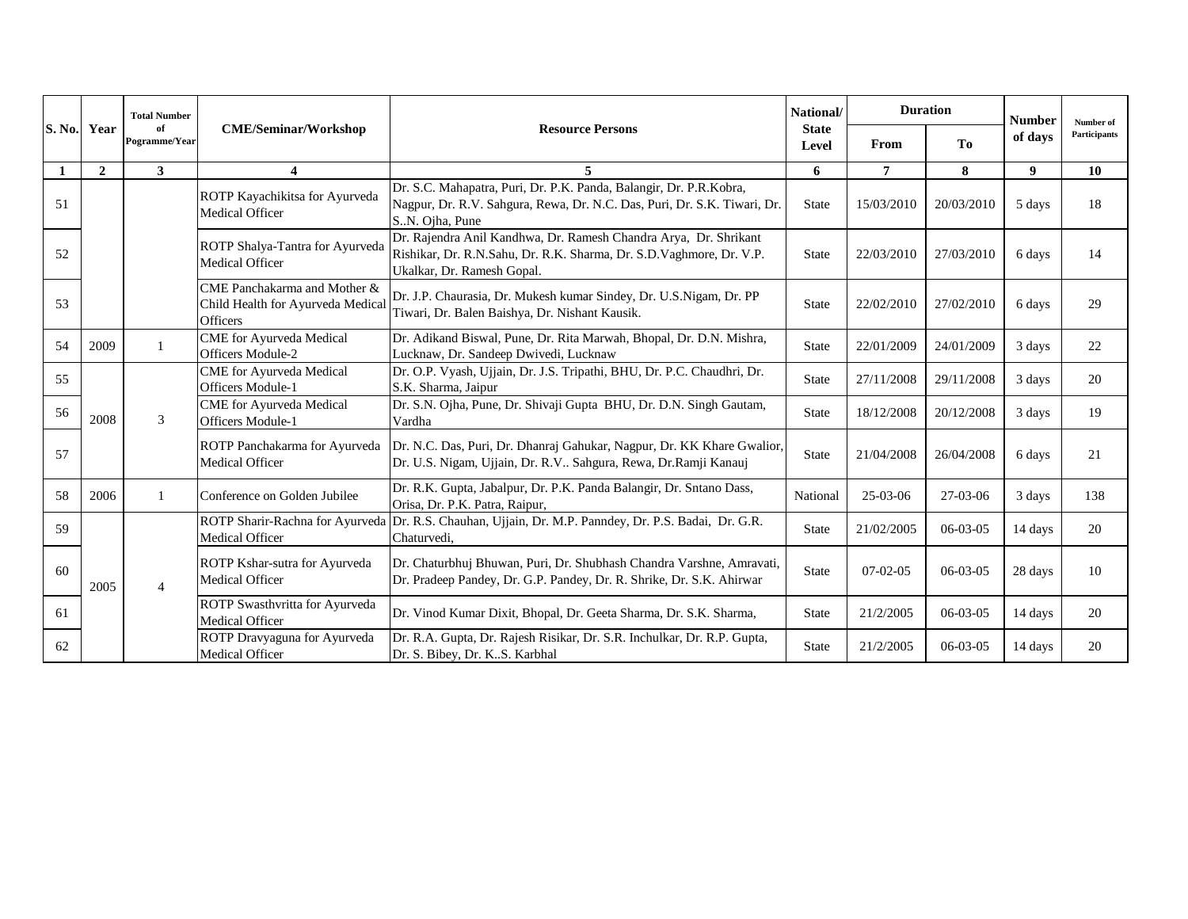| S. No. | Year | Total Number of Pogramme/Year | CME/Seminar/Workshop | Resource Persons | National/ State Level | Duration | | Number of days | Number of Participants |
|---|---|---|---|---|---|---|---|---|---|
| | | | | | | From | To | | |
| 1 | 2 | 3 | 4 | 5 | 6 | 7 | 8 | 9 | 10 |
| 51 | | | ROTP Kayachikitsa for Ayurveda Medical Officer | Dr. S.C. Mahapatra, Puri, Dr. P.K. Panda, Balangir, Dr. P.R.Kobra, Nagpur, Dr. R.V. Sahgura, Rewa, Dr. N.C. Das, Puri, Dr. S.K. Tiwari, Dr. S..N. Ojha, Pune | State | 15/03/2010 | 20/03/2010 | 5 days | 18 |
| 52 | | | ROTP Shalya-Tantra for Ayurveda Medical Officer | Dr. Rajendra Anil Kandhwa, Dr. Ramesh Chandra Arya, Dr. Shrikant Rishikar, Dr. R.N.Sahu, Dr. R.K. Sharma, Dr. S.D.Vaghmore, Dr. V.P. Ukalkar, Dr. Ramesh Gopal. | State | 22/03/2010 | 27/03/2010 | 6 days | 14 |
| 53 | | | CME Panchakarma and Mother & Child Health for Ayurveda Medical Officers | Dr. J.P. Chaurasia, Dr. Mukesh kumar Sindey, Dr. U.S.Nigam, Dr. PP Tiwari, Dr. Balen Baishya, Dr. Nishant Kausik. | State | 22/02/2010 | 27/02/2010 | 6 days | 29 |
| 54 | 2009 | 1 | CME for Ayurveda Medical Officers Module-2 | Dr. Adikand Biswal, Pune, Dr. Rita Marwah, Bhopal, Dr. D.N. Mishra, Lucknaw, Dr. Sandeep Dwivedi, Lucknaw | State | 22/01/2009 | 24/01/2009 | 3 days | 22 |
| 55 | 2008 | 3 | CME for Ayurveda Medical Officers Module-1 | Dr. O.P. Vyash, Ujjain, Dr. J.S. Tripathi, BHU, Dr. P.C. Chaudhri, Dr. S.K. Sharma, Jaipur | State | 27/11/2008 | 29/11/2008 | 3 days | 20 |
| 56 | | | CME for Ayurveda Medical Officers Module-1 | Dr. S.N. Ojha, Pune, Dr. Shivaji Gupta BHU, Dr. D.N. Singh Gautam, Vardha | State | 18/12/2008 | 20/12/2008 | 3 days | 19 |
| 57 | | | ROTP Panchakarma for Ayurveda Medical Officer | Dr. N.C. Das, Puri, Dr. Dhanraj Gahukar, Nagpur, Dr. KK Khare Gwalior, Dr. U.S. Nigam, Ujjain, Dr. R.V.. Sahgura, Rewa, Dr.Ramji Kanauj | State | 21/04/2008 | 26/04/2008 | 6 days | 21 |
| 58 | 2006 | 1 | Conference on Golden Jubilee | Dr. R.K. Gupta, Jabalpur, Dr. P.K. Panda Balangir, Dr. Sntano Dass, Orisa, Dr. P.K. Patra, Raipur, | National | 25-03-06 | 27-03-06 | 3 days | 138 |
| 59 | 2005 | 4 | ROTP Sharir-Rachna for Ayurveda Medical Officer | Dr. R.S. Chauhan, Ujjain, Dr. M.P. Panndey, Dr. P.S. Badai, Dr. G.R. Chaturvedi, | State | 21/02/2005 | 06-03-05 | 14 days | 20 |
| 60 | | | ROTP Kshar-sutra for Ayurveda Medical Officer | Dr. Chaturbhuj Bhuwan, Puri, Dr. Shubhash Chandra Varshne, Amravati, Dr. Pradeep Pandey, Dr. G.P. Pandey, Dr. R. Shrike, Dr. S.K. Ahirwar | State | 07-02-05 | 06-03-05 | 28 days | 10 |
| 61 | | | ROTP Swasthvritta for Ayurveda Medical Officer | Dr. Vinod Kumar Dixit, Bhopal, Dr. Geeta Sharma, Dr. S.K. Sharma, | State | 21/2/2005 | 06-03-05 | 14 days | 20 |
| 62 | | | ROTP Dravyaguna for Ayurveda Medical Officer | Dr. R.A. Gupta, Dr. Rajesh Risikar, Dr. S.R. Inchulkar, Dr. R.P. Gupta, Dr. S. Bibey, Dr. K..S. Karbhal | State | 21/2/2005 | 06-03-05 | 14 days | 20 |